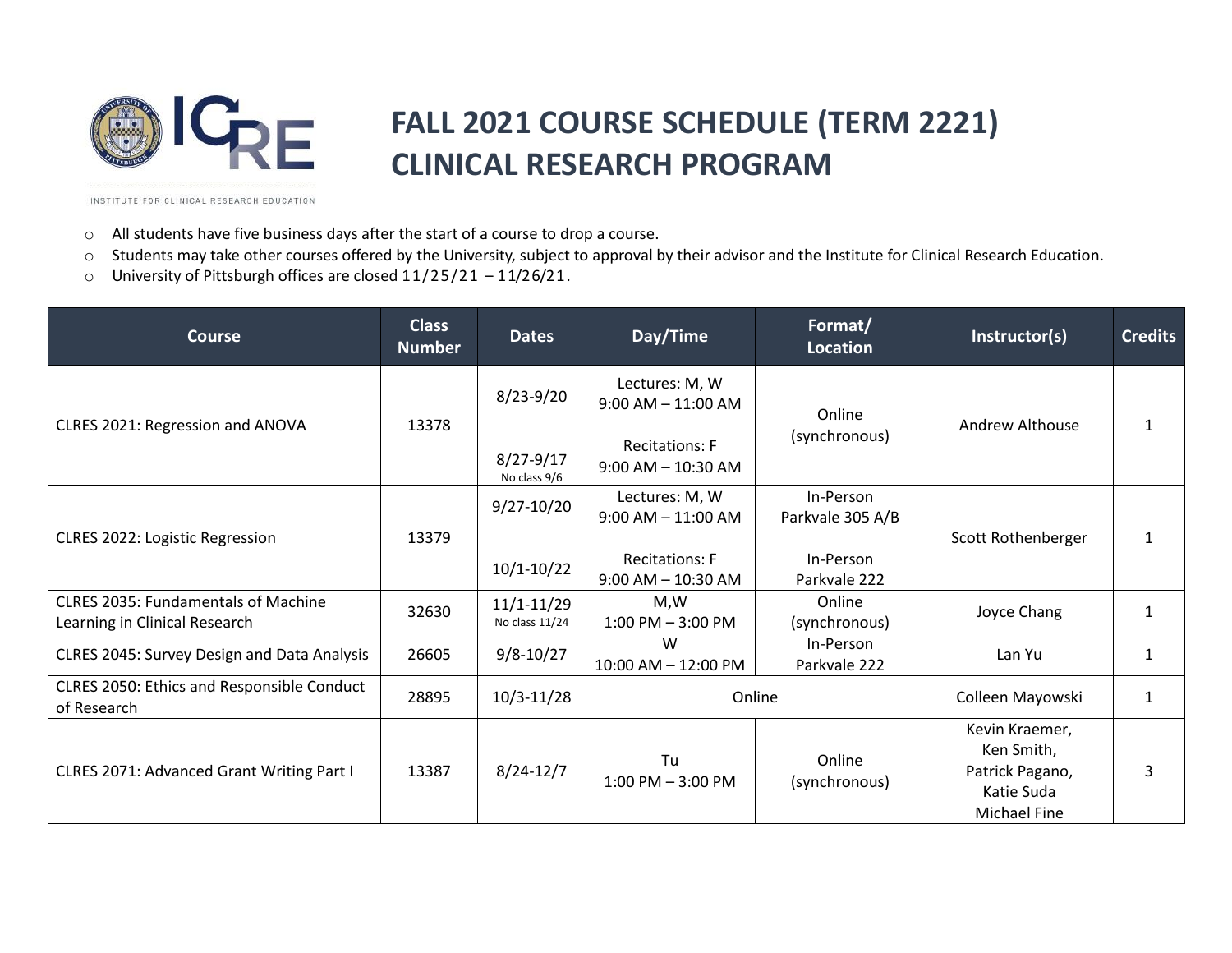# FALL 2021 COURSE SCHEDULE (TERM 2221)
# CLINICAL RESEARCH PROGRAM

INSTITUTE FOR CLINICAL RESEARCH EDUCATION

- All students have five business days after the start of a course to drop a course.
- Students may take other courses offered by the University, subject to approval by their advisor and the Institute for Clinical Research Education.
- University of Pittsburgh offices are closed 11/25/21 – 11/26/21.

| Course | Class Number | Dates | Day/Time | Format/ Location | Instructor(s) | Credits |
|---|---|---|---|---|---|---|
| CLRES 2021: Regression and ANOVA | 13378 | 8/23-9/20<br>8/27-9/17 No class 9/6 | Lectures: M, W 9:00 AM – 11:00 AM<br>Recitations: F 9:00 AM – 10:30 AM | Online (synchronous) | Andrew Althouse | 1 |
| CLRES 2022: Logistic Regression | 13379 | 9/27-10/20<br>10/1-10/22 | Lectures: M, W 9:00 AM – 11:00 AM<br>Recitations: F 9:00 AM – 10:30 AM | In-Person Parkvale 305 A/B<br>In-Person Parkvale 222 | Scott Rothenberger | 1 |
| CLRES 2035: Fundamentals of Machine Learning in Clinical Research | 32630 | 11/1-11/29 No class 11/24 | M,W 1:00 PM – 3:00 PM | Online (synchronous) | Joyce Chang | 1 |
| CLRES 2045: Survey Design and Data Analysis | 26605 | 9/8-10/27 | W 10:00 AM – 12:00 PM | In-Person Parkvale 222 | Lan Yu | 1 |
| CLRES 2050: Ethics and Responsible Conduct of Research | 28895 | 10/3-11/28 | Online | | Colleen Mayowski | 1 |
| CLRES 2071: Advanced Grant Writing Part I | 13387 | 8/24-12/7 | Tu 1:00 PM – 3:00 PM | Online (synchronous) | Kevin Kraemer, Ken Smith, Patrick Pagano, Katie Suda Michael Fine | 3 |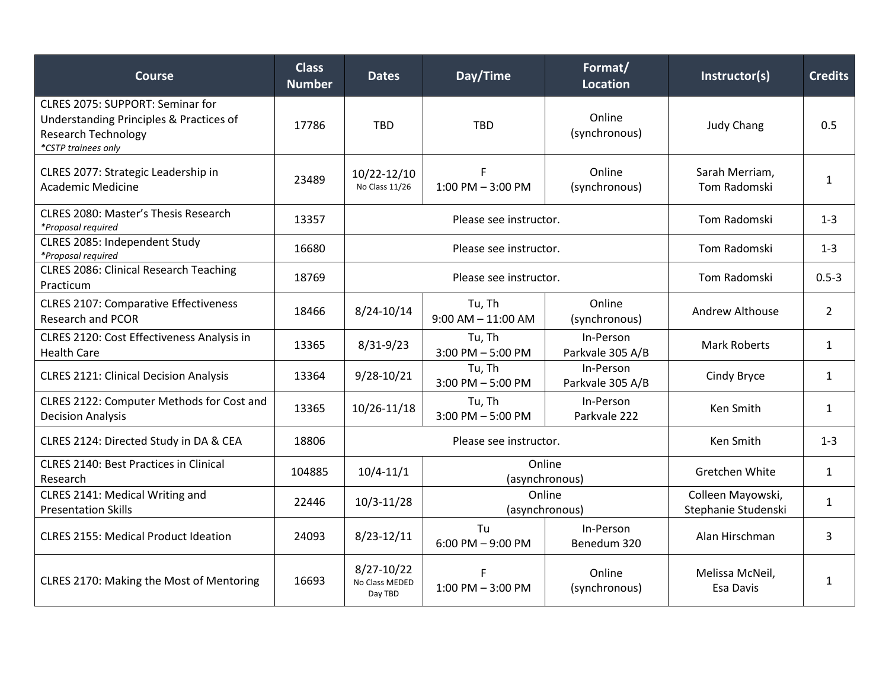| Course | Class Number | Dates | Day/Time | Format/ Location | Instructor(s) | Credits |
|---|---|---|---|---|---|---|
| CLRES 2075: SUPPORT: Seminar for Understanding Principles & Practices of Research Technology *\*CSTP trainees only* | 17786 | TBD | TBD | Online (synchronous) | Judy Chang | 0.5 |
| CLRES 2077: Strategic Leadership in Academic Medicine | 23489 | 10/22-12/10 No Class 11/26 | F 1:00 PM – 3:00 PM | Online (synchronous) | Sarah Merriam, Tom Radomski | 1 |
| CLRES 2080: Master's Thesis Research *\*Proposal required* | 13357 | Please see instructor. | | | Tom Radomski | 1-3 |
| CLRES 2085: Independent Study *\*Proposal required* | 16680 | Please see instructor. | | | Tom Radomski | 1-3 |
| CLRES 2086: Clinical Research Teaching Practicum | 18769 | Please see instructor. | | | Tom Radomski | 0.5-3 |
| CLRES 2107: Comparative Effectiveness Research and PCOR | 18466 | 8/24-10/14 | Tu, Th 9:00 AM – 11:00 AM | Online (synchronous) | Andrew Althouse | 2 |
| CLRES 2120: Cost Effectiveness Analysis in Health Care | 13365 | 8/31-9/23 | Tu, Th 3:00 PM – 5:00 PM | In-Person Parkvale 305 A/B | Mark Roberts | 1 |
| CLRES 2121: Clinical Decision Analysis | 13364 | 9/28-10/21 | Tu, Th 3:00 PM – 5:00 PM | In-Person Parkvale 305 A/B | Cindy Bryce | 1 |
| CLRES 2122: Computer Methods for Cost and Decision Analysis | 13365 | 10/26-11/18 | Tu, Th 3:00 PM – 5:00 PM | In-Person Parkvale 222 | Ken Smith | 1 |
| CLRES 2124: Directed Study in DA & CEA | 18806 | Please see instructor. | | | Ken Smith | 1-3 |
| CLRES 2140: Best Practices in Clinical Research | 104885 | 10/4-11/1 | Online (asynchronous) | | Gretchen White | 1 |
| CLRES 2141: Medical Writing and Presentation Skills | 22446 | 10/3-11/28 | Online (asynchronous) | | Colleen Mayowski, Stephanie Studenski | 1 |
| CLRES 2155: Medical Product Ideation | 24093 | 8/23-12/11 | Tu 6:00 PM – 9:00 PM | In-Person Benedum 320 | Alan Hirschman | 3 |
| CLRES 2170: Making the Most of Mentoring | 16693 | 8/27-10/22 No Class MEDED Day TBD | F 1:00 PM – 3:00 PM | Online (synchronous) | Melissa McNeil, Esa Davis | 1 |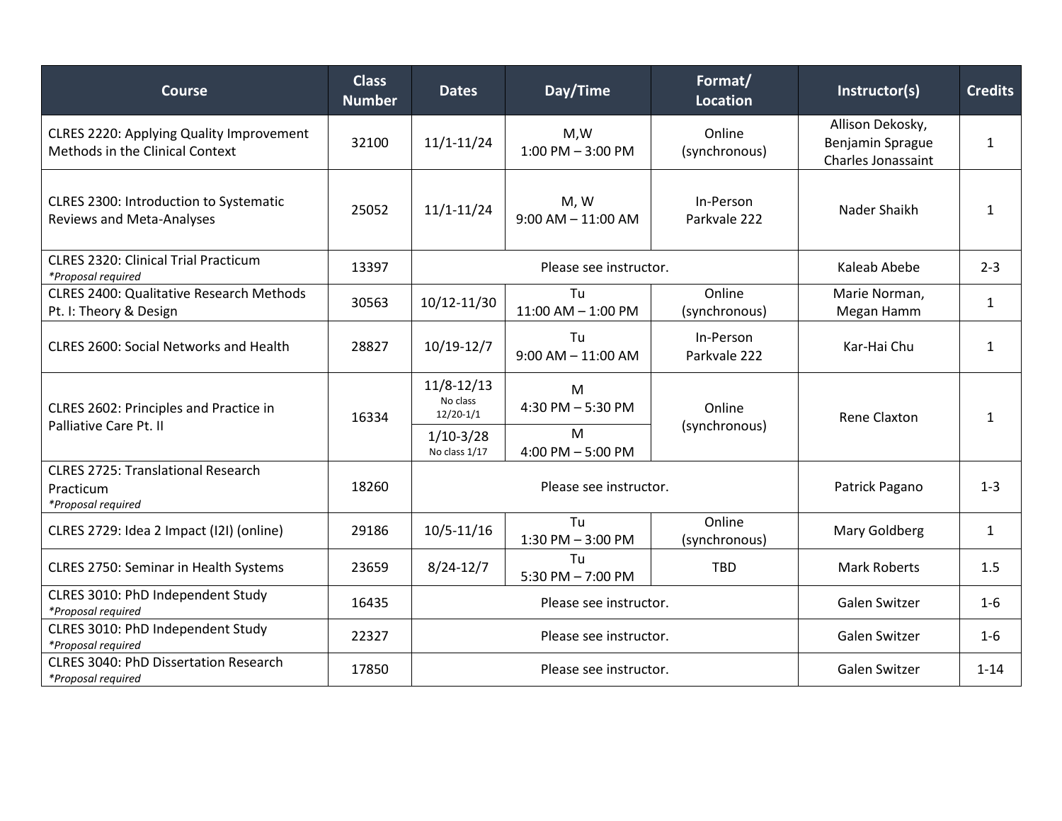| Course | Class Number | Dates | Day/Time | Format/ Location | Instructor(s) | Credits |
|---|---|---|---|---|---|---|
| CLRES 2220: Applying Quality Improvement Methods in the Clinical Context | 32100 | 11/1-11/24 | M,W 1:00 PM – 3:00 PM | Online (synchronous) | Allison Dekosky, Benjamin Sprague Charles Jonassaint | 1 |
| CLRES 2300: Introduction to Systematic Reviews and Meta-Analyses | 25052 | 11/1-11/24 | M, W 9:00 AM – 11:00 AM | In-Person Parkvale 222 | Nader Shaikh | 1 |
| CLRES 2320: Clinical Trial Practicum *Proposal required* | 13397 | Please see instructor. | | | Kaleab Abebe | 2-3 |
| CLRES 2400: Qualitative Research Methods Pt. I: Theory & Design | 30563 | 10/12-11/30 | Tu 11:00 AM – 1:00 PM | Online (synchronous) | Marie Norman, Megan Hamm | 1 |
| CLRES 2600: Social Networks and Health | 28827 | 10/19-12/7 | Tu 9:00 AM – 11:00 AM | In-Person Parkvale 222 | Kar-Hai Chu | 1 |
| CLRES 2602: Principles and Practice in Palliative Care Pt. II | 16334 | 11/8-12/13 No class 12/20-1/1 | M 4:30 PM – 5:30 PM | Online (synchronous) | Rene Claxton | 1 |
| | | 1/10-3/28 No class 1/17 | M 4:00 PM – 5:00 PM | | | |
| CLRES 2725: Translational Research Practicum *Proposal required* | 18260 | Please see instructor. | | | Patrick Pagano | 1-3 |
| CLRES 2729: Idea 2 Impact (I2I) (online) | 29186 | 10/5-11/16 | Tu 1:30 PM – 3:00 PM | Online (synchronous) | Mary Goldberg | 1 |
| CLRES 2750: Seminar in Health Systems | 23659 | 8/24-12/7 | Tu 5:30 PM – 7:00 PM | TBD | Mark Roberts | 1.5 |
| CLRES 3010: PhD Independent Study *Proposal required* | 16435 | Please see instructor. | | | Galen Switzer | 1-6 |
| CLRES 3010: PhD Independent Study *Proposal required* | 22327 | Please see instructor. | | | Galen Switzer | 1-6 |
| CLRES 3040: PhD Dissertation Research *Proposal required* | 17850 | Please see instructor. | | | Galen Switzer | 1-14 |